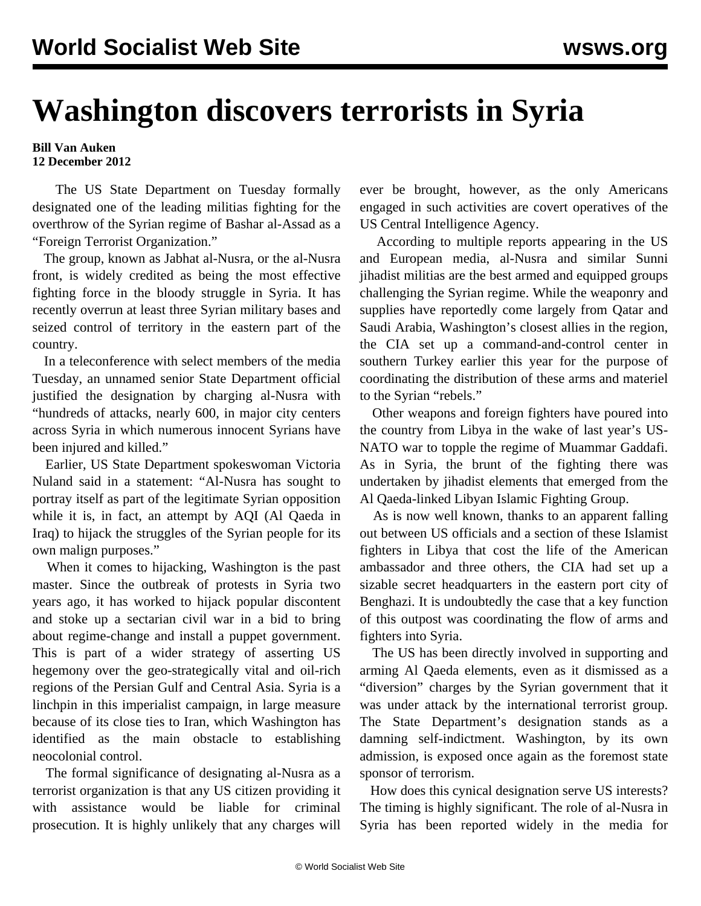# Washington discovers terrorists in Syria

**Bill Van Auken**
**12 December 2012**

The US State Department on Tuesday formally designated one of the leading militias fighting for the overthrow of the Syrian regime of Bashar al-Assad as a "Foreign Terrorist Organization."

The group, known as Jabhat al-Nusra, or the al-Nusra front, is widely credited as being the most effective fighting force in the bloody struggle in Syria. It has recently overrun at least three Syrian military bases and seized control of territory in the eastern part of the country.

In a teleconference with select members of the media Tuesday, an unnamed senior State Department official justified the designation by charging al-Nusra with "hundreds of attacks, nearly 600, in major city centers across Syria in which numerous innocent Syrians have been injured and killed."

Earlier, US State Department spokeswoman Victoria Nuland said in a statement: "Al-Nusra has sought to portray itself as part of the legitimate Syrian opposition while it is, in fact, an attempt by AQI (Al Qaeda in Iraq) to hijack the struggles of the Syrian people for its own malign purposes."

When it comes to hijacking, Washington is the past master. Since the outbreak of protests in Syria two years ago, it has worked to hijack popular discontent and stoke up a sectarian civil war in a bid to bring about regime-change and install a puppet government. This is part of a wider strategy of asserting US hegemony over the geo-strategically vital and oil-rich regions of the Persian Gulf and Central Asia. Syria is a linchpin in this imperialist campaign, in large measure because of its close ties to Iran, which Washington has identified as the main obstacle to establishing neocolonial control.

The formal significance of designating al-Nusra as a terrorist organization is that any US citizen providing it with assistance would be liable for criminal prosecution. It is highly unlikely that any charges will ever be brought, however, as the only Americans engaged in such activities are covert operatives of the US Central Intelligence Agency.

According to multiple reports appearing in the US and European media, al-Nusra and similar Sunni jihadist militias are the best armed and equipped groups challenging the Syrian regime. While the weaponry and supplies have reportedly come largely from Qatar and Saudi Arabia, Washington's closest allies in the region, the CIA set up a command-and-control center in southern Turkey earlier this year for the purpose of coordinating the distribution of these arms and materiel to the Syrian "rebels."

Other weapons and foreign fighters have poured into the country from Libya in the wake of last year's US-NATO war to topple the regime of Muammar Gaddafi. As in Syria, the brunt of the fighting there was undertaken by jihadist elements that emerged from the Al Qaeda-linked Libyan Islamic Fighting Group.

As is now well known, thanks to an apparent falling out between US officials and a section of these Islamist fighters in Libya that cost the life of the American ambassador and three others, the CIA had set up a sizable secret headquarters in the eastern port city of Benghazi. It is undoubtedly the case that a key function of this outpost was coordinating the flow of arms and fighters into Syria.

The US has been directly involved in supporting and arming Al Qaeda elements, even as it dismissed as a "diversion" charges by the Syrian government that it was under attack by the international terrorist group. The State Department's designation stands as a damning self-indictment. Washington, by its own admission, is exposed once again as the foremost state sponsor of terrorism.

How does this cynical designation serve US interests? The timing is highly significant. The role of al-Nusra in Syria has been reported widely in the media for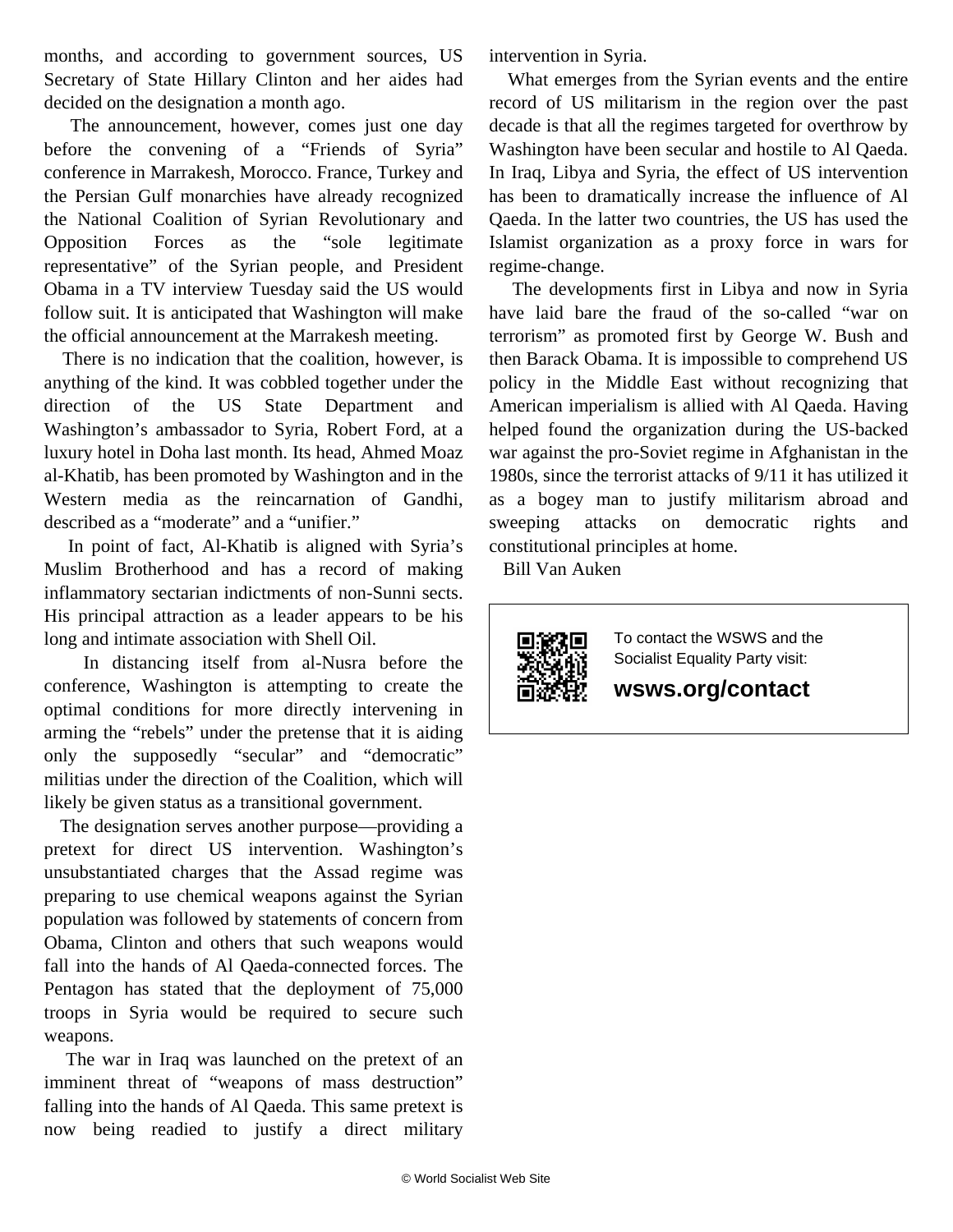months, and according to government sources, US Secretary of State Hillary Clinton and her aides had decided on the designation a month ago.

The announcement, however, comes just one day before the convening of a "Friends of Syria" conference in Marrakesh, Morocco. France, Turkey and the Persian Gulf monarchies have already recognized the National Coalition of Syrian Revolutionary and Opposition Forces as the "sole legitimate representative" of the Syrian people, and President Obama in a TV interview Tuesday said the US would follow suit. It is anticipated that Washington will make the official announcement at the Marrakesh meeting.

There is no indication that the coalition, however, is anything of the kind. It was cobbled together under the direction of the US State Department and Washington's ambassador to Syria, Robert Ford, at a luxury hotel in Doha last month. Its head, Ahmed Moaz al-Khatib, has been promoted by Washington and in the Western media as the reincarnation of Gandhi, described as a "moderate" and a "unifier."

In point of fact, Al-Khatib is aligned with Syria's Muslim Brotherhood and has a record of making inflammatory sectarian indictments of non-Sunni sects. His principal attraction as a leader appears to be his long and intimate association with Shell Oil.

In distancing itself from al-Nusra before the conference, Washington is attempting to create the optimal conditions for more directly intervening in arming the "rebels" under the pretense that it is aiding only the supposedly "secular" and "democratic" militias under the direction of the Coalition, which will likely be given status as a transitional government.

The designation serves another purpose—providing a pretext for direct US intervention. Washington's unsubstantiated charges that the Assad regime was preparing to use chemical weapons against the Syrian population was followed by statements of concern from Obama, Clinton and others that such weapons would fall into the hands of Al Qaeda-connected forces. The Pentagon has stated that the deployment of 75,000 troops in Syria would be required to secure such weapons.

The war in Iraq was launched on the pretext of an imminent threat of "weapons of mass destruction" falling into the hands of Al Qaeda. This same pretext is now being readied to justify a direct military intervention in Syria.

What emerges from the Syrian events and the entire record of US militarism in the region over the past decade is that all the regimes targeted for overthrow by Washington have been secular and hostile to Al Qaeda. In Iraq, Libya and Syria, the effect of US intervention has been to dramatically increase the influence of Al Qaeda. In the latter two countries, the US has used the Islamist organization as a proxy force in wars for regime-change.

The developments first in Libya and now in Syria have laid bare the fraud of the so-called "war on terrorism" as promoted first by George W. Bush and then Barack Obama. It is impossible to comprehend US policy in the Middle East without recognizing that American imperialism is allied with Al Qaeda. Having helped found the organization during the US-backed war against the pro-Soviet regime in Afghanistan in the 1980s, since the terrorist attacks of 9/11 it has utilized it as a bogey man to justify militarism abroad and sweeping attacks on democratic rights and constitutional principles at home.

Bill Van Auken

To contact the WSWS and the Socialist Equality Party visit:

**wsws.org/contact**